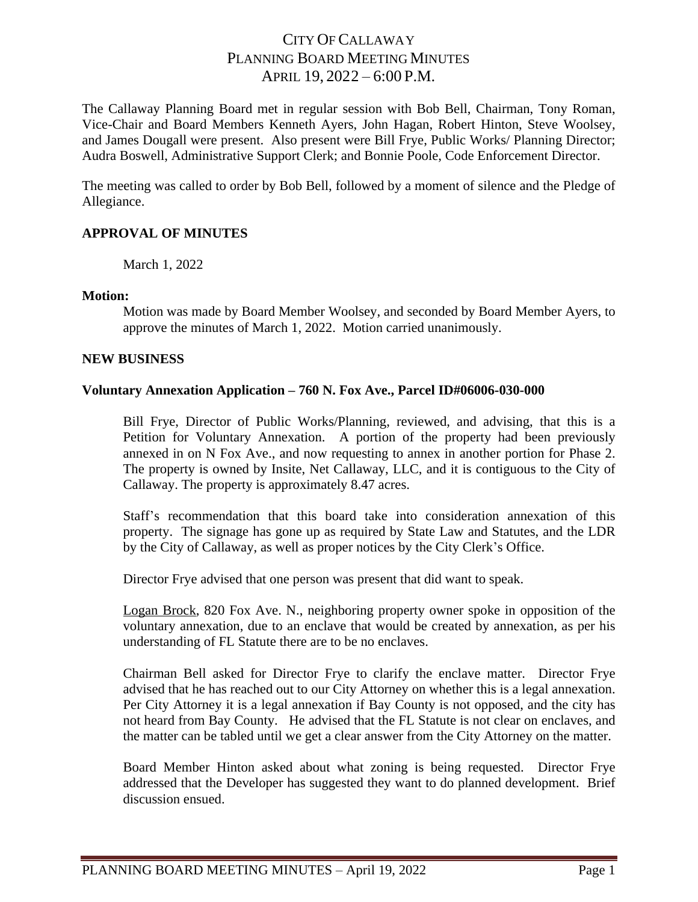# CITY OF CALLAWAY
## PLANNING BOARD MEETING MINUTES
## APRIL 19, 2022 – 6:00 P.M.

The Callaway Planning Board met in regular session with Bob Bell, Chairman, Tony Roman, Vice-Chair and Board Members Kenneth Ayers, John Hagan, Robert Hinton, Steve Woolsey, and James Dougall were present. Also present were Bill Frye, Public Works/ Planning Director; Audra Boswell, Administrative Support Clerk; and Bonnie Poole, Code Enforcement Director.

The meeting was called to order by Bob Bell, followed by a moment of silence and the Pledge of Allegiance.

**APPROVAL OF MINUTES**

March 1, 2022

**Motion:**

Motion was made by Board Member Woolsey, and seconded by Board Member Ayers, to approve the minutes of March 1, 2022. Motion carried unanimously.

**NEW BUSINESS**

**Voluntary Annexation Application – 760 N. Fox Ave., Parcel ID#06006-030-000**

Bill Frye, Director of Public Works/Planning, reviewed, and advising, that this is a Petition for Voluntary Annexation. A portion of the property had been previously annexed in on N Fox Ave., and now requesting to annex in another portion for Phase 2. The property is owned by Insite, Net Callaway, LLC, and it is contiguous to the City of Callaway. The property is approximately 8.47 acres.

Staff's recommendation that this board take into consideration annexation of this property. The signage has gone up as required by State Law and Statutes, and the LDR by the City of Callaway, as well as proper notices by the City Clerk's Office.

Director Frye advised that one person was present that did want to speak.

Logan Brock, 820 Fox Ave. N., neighboring property owner spoke in opposition of the voluntary annexation, due to an enclave that would be created by annexation, as per his understanding of FL Statute there are to be no enclaves.

Chairman Bell asked for Director Frye to clarify the enclave matter. Director Frye advised that he has reached out to our City Attorney on whether this is a legal annexation. Per City Attorney it is a legal annexation if Bay County is not opposed, and the city has not heard from Bay County. He advised that the FL Statute is not clear on enclaves, and the matter can be tabled until we get a clear answer from the City Attorney on the matter.

Board Member Hinton asked about what zoning is being requested. Director Frye addressed that the Developer has suggested they want to do planned development. Brief discussion ensued.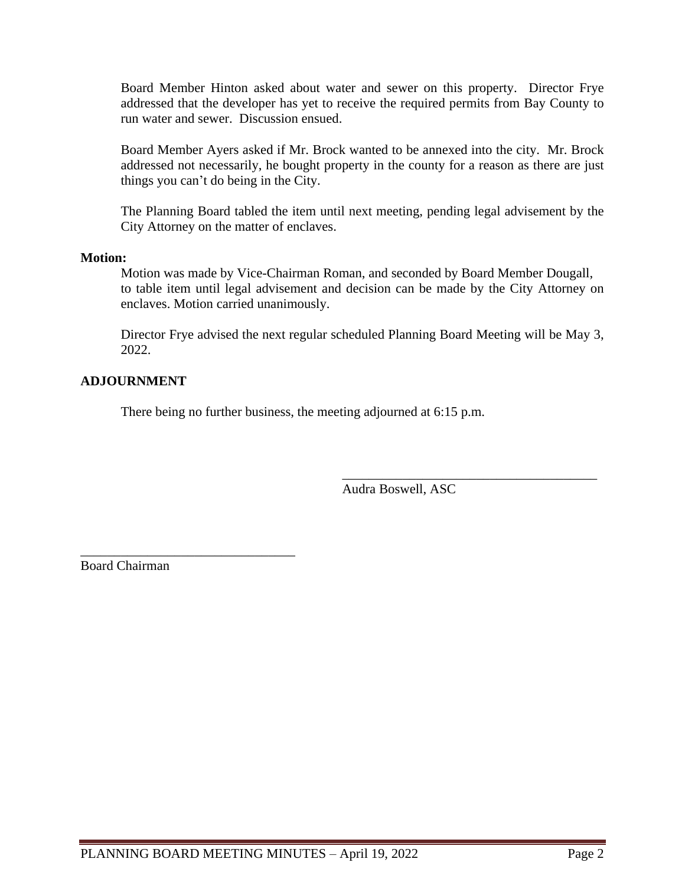Board Member Hinton asked about water and sewer on this property. Director Frye addressed that the developer has yet to receive the required permits from Bay County to run water and sewer. Discussion ensued.

Board Member Ayers asked if Mr. Brock wanted to be annexed into the city. Mr. Brock addressed not necessarily, he bought property in the county for a reason as there are just things you can't do being in the City.

The Planning Board tabled the item until next meeting, pending legal advisement by the City Attorney on the matter of enclaves.

**Motion:**

Motion was made by Vice-Chairman Roman, and seconded by Board Member Dougall, to table item until legal advisement and decision can be made by the City Attorney on enclaves. Motion carried unanimously.

Director Frye advised the next regular scheduled Planning Board Meeting will be May 3, 2022.

**ADJOURNMENT**

There being no further business, the meeting adjourned at 6:15 p.m.

\_\_\_\_\_\_\_\_\_\_\_\_\_\_\_\_\_\_\_\_\_\_\_\_\_\_\_\_\_\_\_\_\_\_\_\_\_\_\_
Audra Boswell, ASC

\_\_\_\_\_\_\_\_\_\_\_\_\_\_\_\_\_\_\_\_\_\_\_\_\_\_\_\_\_\_\_\_
Board Chairman